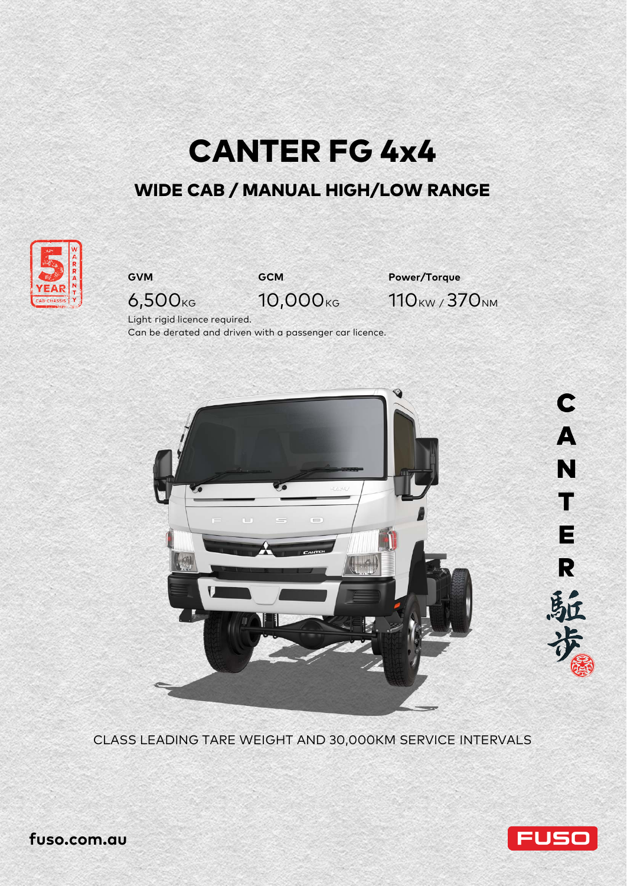# CANTER FG 4x4

## WIDE CAB / MANUAL HIGH/LOW RANGE

| GVM | GCM | Power/Torque |
| --- | --- | --- |
| 6,500KG | 10,000KG | 110KW / 370NM |

Light rigid licence required.
Can be derated and driven with a passenger car licence.

CLASS LEADING TARE WEIGHT AND 30,000KM SERVICE INTERVALS

fuso.com.au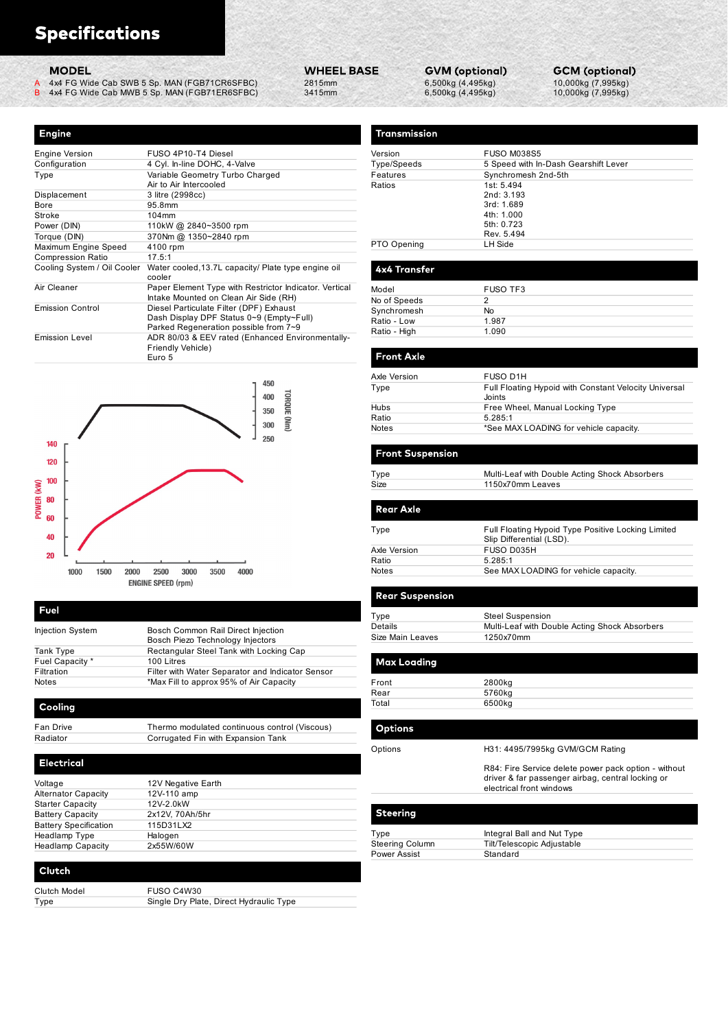# Specifications

| | MODEL | WHEEL BASE | GVM (optional) | GCM (optional) |
|---|---|---|---|---|
| A | 4x4 FG Wide Cab SWB 5 Sp. MAN (FGB71CR6SFBC) | 2815mm | 6,500kg (4,495kg) | 10,000kg (7,995kg) |
| B | 4x4 FG Wide Cab MWB 5 Sp. MAN (FGB71ER6SFBC) | 3415mm | 6,500kg (4,495kg) | 10,000kg (7,995kg) |

## Engine

| | |
|---|---|
| Engine Version | FUSO 4P10-T4 Diesel |
| Configuration | 4 Cyl. In-line DOHC, 4-Valve |
| Type | Variable Geometry Turbo Charged<br>Air to Air Intercooled |
| Displacement | 3 litre (2998cc) |
| Bore | 95.8mm |
| Stroke | 104mm |
| Power (DIN) | 110kW @ 2840~3500 rpm |
| Torque (DIN) | 370Nm @ 1350~2840 rpm |
| Maximum Engine Speed | 4100 rpm |
| Compression Ratio | 17.5:1 |
| Cooling System / Oil Cooler | Water cooled,13.7L capacity/ Plate type engine oil cooler |
| Air Cleaner | Paper Element Type with Restrictor Indicator. Vertical Intake Mounted on Clean Air Side (RH) |
| Emission Control | Diesel Particulate Filter (DPF) Exhaust<br>Dash Display DPF Status 0~9 (Empty~Full)<br>Parked Regeneration possible from 7~9 |
| Emission Level | ADR 80/03 & EEV rated (Enhanced Environmentally-Friendly Vehicle)<br>Euro 5 |

## Fuel

| | |
|---|---|
| Injection System | Bosch Common Rail Direct Injection<br>Bosch Piezo Technology Injectors |
| Tank Type | Rectangular Steel Tank with Locking Cap |
| Fuel Capacity * | 100 Litres |
| Filtration | Filter with Water Separator and Indicator Sensor |
| Notes | *Max Fill to approx 95% of Air Capacity |

## Cooling

| | |
|---|---|
| Fan Drive | Thermo modulated continuous control (Viscous) |
| Radiator | Corrugated Fin with Expansion Tank |

## Electrical

| | |
|---|---|
| Voltage | 12V Negative Earth |
| Alternator Capacity | 12V-110 amp |
| Starter Capacity | 12V-2.0kW |
| Battery Capacity | 2x12V, 70Ah/5hr |
| Battery Specification | 115D31LX2 |
| Headlamp Type | Halogen |
| Headlamp Capacity | 2x55W/60W |

## Clutch

| | |
|---|---|
| Clutch Model | FUSO C4W30 |
| Type | Single Dry Plate, Direct Hydraulic Type |

## Transmission

| | |
|---|---|
| Version | FUSO M038S5 |
| Type/Speeds | 5 Speed with In-Dash Gearshift Lever |
| Features | Synchromesh 2nd-5th |
| Ratios | 1st: 5.494<br>2nd: 3.193<br>3rd: 1.689<br>4th: 1.000<br>5th: 0.723<br>Rev. 5.494 |
| PTO Opening | LH Side |

## 4x4 Transfer

| | |
|---|---|
| Model | FUSO TF3 |
| No of Speeds | 2 |
| Synchromesh | No |
| Ratio - Low | 1.987 |
| Ratio - High | 1.090 |

## Front Axle

| | |
|---|---|
| Axle Version | FUSO D1H |
| Type | Full Floating Hypoid with Constant Velocity Universal Joints |
| Hubs | Free Wheel, Manual Locking Type |
| Ratio | 5.285:1 |
| Notes | *See MAX LOADING for vehicle capacity. |

## Front Suspension

| | |
|---|---|
| Type | Multi-Leaf with Double Acting Shock Absorbers |
| Size | 1150x70mm Leaves |

## Rear Axle

| | |
|---|---|
| Type | Full Floating Hypoid Type Positive Locking Limited Slip Differential (LSD). |
| Axle Version | FUSO D035H |
| Ratio | 5.285:1 |
| Notes | See MAX LOADING for vehicle capacity. |

## Rear Suspension

| | |
|---|---|
| Type | Steel Suspension |
| Details | Multi-Leaf with Double Acting Shock Absorbers |
| Size Main Leaves | 1250x70mm |

## Max Loading

| | |
|---|---|
| Front | 2800kg |
| Rear | 5760kg |
| Total | 6500kg |

## Options

| | |
|---|---|
| Options | H31: 4495/7995kg GVM/GCM Rating<br><br>R84: Fire Service delete power pack option - without driver & far passenger airbag, central locking or electrical front windows |

## Steering

| | |
|---|---|
| Type | Integral Ball and Nut Type |
| Steering Column | Tilt/Telescopic Adjustable |
| Power Assist | Standard |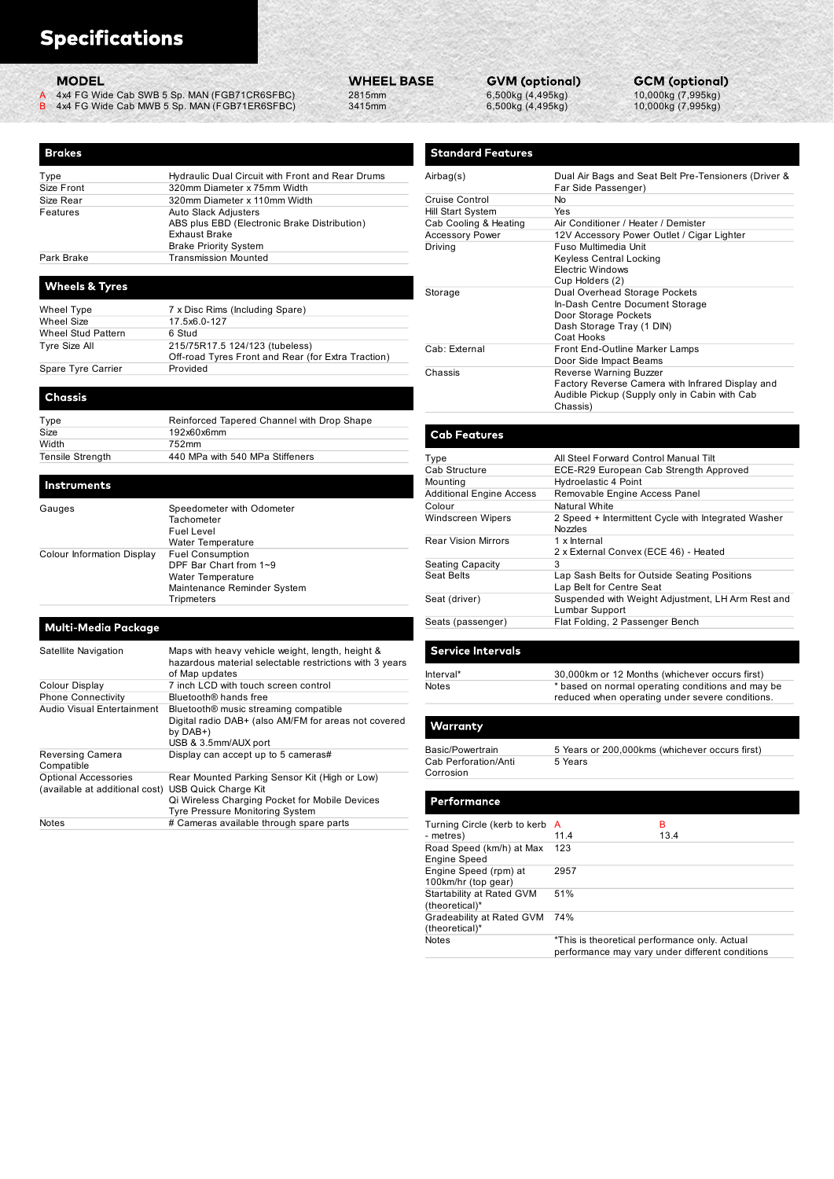# Specifications

| MODEL | WHEEL BASE | GVM (optional) | GCM (optional) |
|---|---|---|---|
| A 4x4 FG Wide Cab SWB 5 Sp. MAN (FGB71CR6SFBC) | 2815mm | 6,500kg (4,495kg) | 10,000kg (7,995kg) |
| B 4x4 FG Wide Cab MWB 5 Sp. MAN (FGB71ER6SFBC) | 3415mm | 6,500kg (4,495kg) | 10,000kg (7,995kg) |

## Brakes

| | |
|---|---|
| Type | Hydraulic Dual Circuit with Front and Rear Drums |
| Size Front | 320mm Diameter x 75mm Width |
| Size Rear | 320mm Diameter x 110mm Width |
| Features | Auto Slack Adjusters<br>ABS plus EBD (Electronic Brake Distribution)<br>Exhaust Brake<br>Brake Priority System |
| Park Brake | Transmission Mounted |

## Wheels & Tyres

| | |
|---|---|
| Wheel Type | 7 x Disc Rims (Including Spare) |
| Wheel Size | 17.5x6.0-127 |
| Wheel Stud Pattern | 6 Stud |
| Tyre Size All | 215/75R17.5 124/123 (tubeless)<br>Off-road Tyres Front and Rear (for Extra Traction) |
| Spare Tyre Carrier | Provided |

## Chassis

| | |
|---|---|
| Type | Reinforced Tapered Channel with Drop Shape |
| Size | 192x60x6mm |
| Width | 752mm |
| Tensile Strength | 440 MPa with 540 MPa Stiffeners |

## Instruments

| | |
|---|---|
| Gauges | Speedometer with Odometer<br>Tachometer<br>Fuel Level<br>Water Temperature |
| Colour Information Display | Fuel Consumption<br>DPF Bar Chart from 1~9<br>Water Temperature<br>Maintenance Reminder System<br>Tripmeters |

## Multi-Media Package

| | |
|---|---|
| Satellite Navigation | Maps with heavy vehicle weight, length, height & hazardous material selectable restrictions with 3 years of Map updates |
| Colour Display | 7 inch LCD with touch screen control |
| Phone Connectivity | Bluetooth® hands free |
| Audio Visual Entertainment | Bluetooth® music streaming compatible<br>Digital radio DAB+ (also AM/FM for areas not covered by DAB+)<br>USB & 3.5mm/AUX port |
| Reversing Camera Compatible | Display can accept up to 5 cameras# |
| Optional Accessories (available at additional cost) | Rear Mounted Parking Sensor Kit (High or Low)<br>USB Quick Charge Kit<br>Qi Wireless Charging Pocket for Mobile Devices<br>Tyre Pressure Monitoring System |
| Notes | # Cameras available through spare parts |

## Standard Features

| | |
|---|---|
| Airbag(s) | Dual Air Bags and Seat Belt Pre-Tensioners (Driver & Far Side Passenger) |
| Cruise Control | No |
| Hill Start System | Yes |
| Cab Cooling & Heating | Air Conditioner / Heater / Demister |
| Accessory Power | 12V Accessory Power Outlet / Cigar Lighter |
| Driving | Fuso Multimedia Unit<br>Keyless Central Locking<br>Electric Windows<br>Cup Holders (2) |
| Storage | Dual Overhead Storage Pockets<br>In-Dash Centre Document Storage<br>Door Storage Pockets<br>Dash Storage Tray (1 DIN)<br>Coat Hooks |
| Cab: External | Front End-Outline Marker Lamps<br>Door Side Impact Beams |
| Chassis | Reverse Warning Buzzer<br>Factory Reverse Camera with Infrared Display and Audible Pickup (Supply only in Cabin with Cab Chassis) |

## Cab Features

| | |
|---|---|
| Type | All Steel Forward Control Manual Tilt |
| Cab Structure | ECE-R29 European Cab Strength Approved |
| Mounting | Hydroelastic 4 Point |
| Additional Engine Access | Removable Engine Access Panel |
| Colour | Natural White |
| Windscreen Wipers | 2 Speed + Intermittent Cycle with Integrated Washer Nozzles |
| Rear Vision Mirrors | 1 x Internal<br>2 x External Convex (ECE 46) - Heated |
| Seating Capacity | 3 |
| Seat Belts | Lap Sash Belts for Outside Seating Positions<br>Lap Belt for Centre Seat |
| Seat (driver) | Suspended with Weight Adjustment, LH Arm Rest and Lumbar Support |
| Seats (passenger) | Flat Folding, 2 Passenger Bench |

## Service Intervals

| | |
|---|---|
| Interval* | 30,000km or 12 Months (whichever occurs first) |
| Notes | * based on normal operating conditions and may be reduced when operating under severe conditions. |

## Warranty

| | |
|---|---|
| Basic/Powertrain | 5 Years or 200,000kms (whichever occurs first) |
| Cab Perforation/Anti Corrosion | 5 Years |

## Performance

| | A | B |
|---|---|---|
| Turning Circle (kerb to kerb - metres) | 11.4 | 13.4 |
| Road Speed (km/h) at Max Engine Speed | 123 | |
| Engine Speed (rpm) at 100km/hr (top gear) | 2957 | |
| Startability at Rated GVM (theoretical)* | 51% | |
| Gradeability at Rated GVM (theoretical)* | 74% | |
| Notes | *This is theoretical performance only. Actual performance may vary under different conditions | |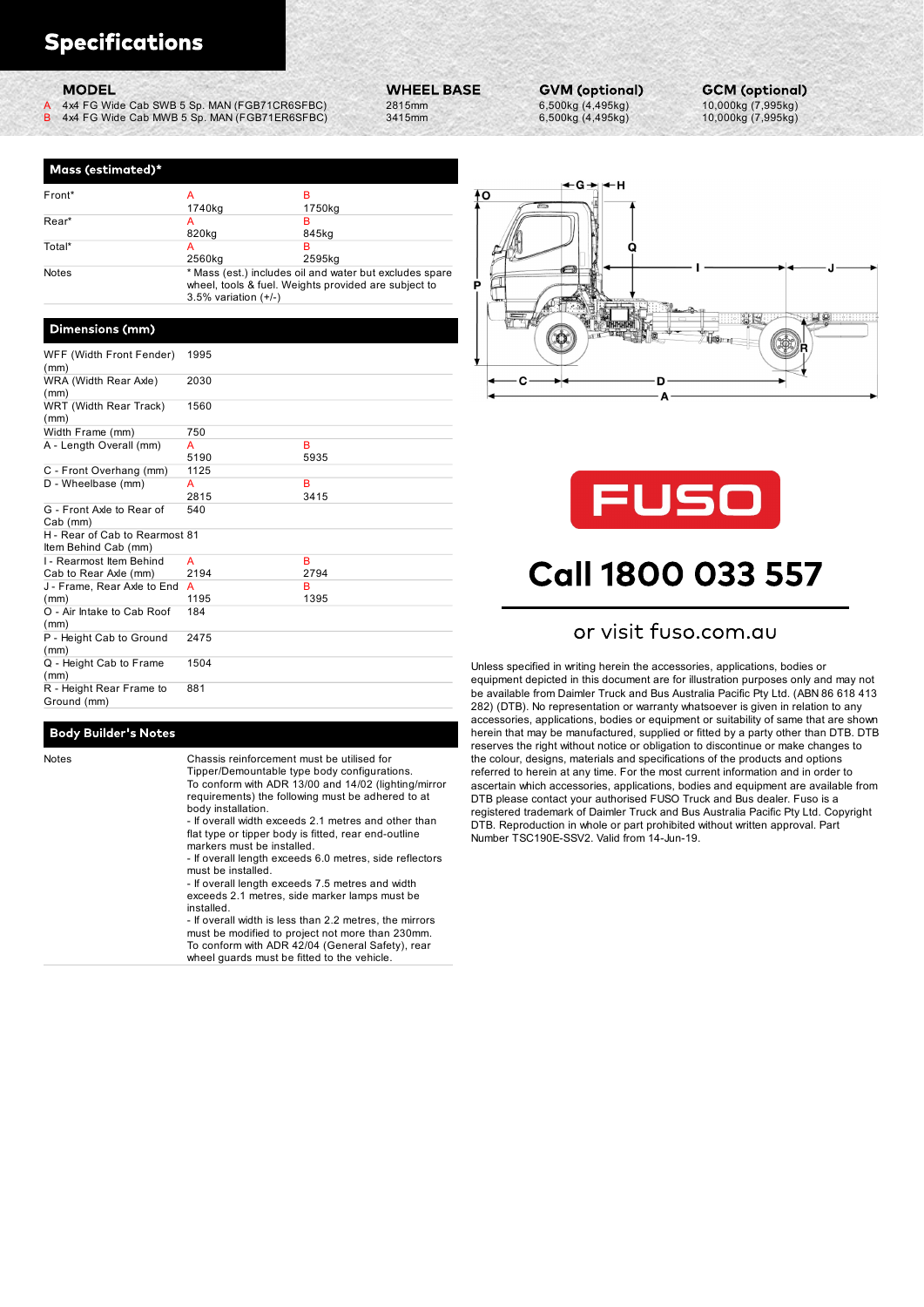# Specifications

| MODEL | WHEEL BASE | GVM (optional) | GCM (optional) |
|---|---|---|---|
| A 4x4 FG Wide Cab SWB 5 Sp. MAN (FGB71CR6SFBC) | 2815mm | 6,500kg (4,495kg) | 10,000kg (7,995kg) |
| B 4x4 FG Wide Cab MWB 5 Sp. MAN (FGB71ER6SFBC) | 3415mm | 6,500kg (4,495kg) | 10,000kg (7,995kg) |

## Mass (estimated)*

| | | |
|---|---|---|
| Front* | A 1740kg | B 1750kg |
| Rear* | A 820kg | B 845kg |
| Total* | A 2560kg | B 2595kg |
| Notes | * Mass (est.) includes oil and water but excludes spare wheel, tools & fuel. Weights provided are subject to 3.5% variation (+/-) | |

## Dimensions (mm)

| | | |
|---|---|---|
| WFF (Width Front Fender) (mm) | 1995 | |
| WRA (Width Rear Axle) (mm) | 2030 | |
| WRT (Width Rear Track) (mm) | 1560 | |
| Width Frame (mm) | 750 | |
| A - Length Overall (mm) | A 5190 | B 5935 |
| C - Front Overhang (mm) | 1125 | |
| D - Wheelbase (mm) | A 2815 | B 3415 |
| G - Front Axle to Rear of Cab (mm) | 540 | |
| H - Rear of Cab to Rearmost Item Behind Cab (mm) | 81 | |
| I - Rearmost Item Behind Cab to Rear Axle (mm) | A 2194 | B 2794 |
| J - Frame, Rear Axle to End (mm) | A 1195 | B 1395 |
| O - Air Intake to Cab Roof (mm) | 184 | |
| P - Height Cab to Ground (mm) | 2475 | |
| Q - Height Cab to Frame (mm) | 1504 | |
| R - Height Rear Frame to Ground (mm) | 881 | |

## Body Builder's Notes

Notes

Chassis reinforcement must be utilised for Tipper/Demountable type body configurations.
To conform with ADR 13/00 and 14/02 (lighting/mirror requirements) the following must be adhered to at body installation.
- If overall width exceeds 2.1 metres and other than flat type or tipper body is fitted, rear end-outline markers must be installed.
- If overall length exceeds 6.0 metres, side reflectors must be installed.
- If overall length exceeds 7.5 metres and width exceeds 2.1 metres, side marker lamps must be installed.
- If overall width is less than 2.2 metres, the mirrors must be modified to project not more than 230mm.
To conform with ADR 42/04 (General Safety), rear wheel guards must be fitted to the vehicle.

O
G
H
Q
P
I
J
R
C
D
A

FUSO

**Call 1800 033 557**

or visit fuso.com.au

Unless specified in writing herein the accessories, applications, bodies or equipment depicted in this document are for illustration purposes only and may not be available from Daimler Truck and Bus Australia Pacific Pty Ltd. (ABN 86 618 413 282) (DTB). No representation or warranty whatsoever is given in relation to any accessories, applications, bodies or equipment or suitability of same that are shown herein that may be manufactured, supplied or fitted by a party other than DTB. DTB reserves the right without notice or obligation to discontinue or make changes to the colour, designs, materials and specifications of the products and options referred to herein at any time. For the most current information and in order to ascertain which accessories, applications, bodies and equipment are available from DTB please contact your authorised FUSO Truck and Bus dealer. Fuso is a registered trademark of Daimler Truck and Bus Australia Pacific Pty Ltd. Copyright DTB. Reproduction in whole or part prohibited without written approval. Part Number TSC190E-SSV2. Valid from 14-Jun-19.